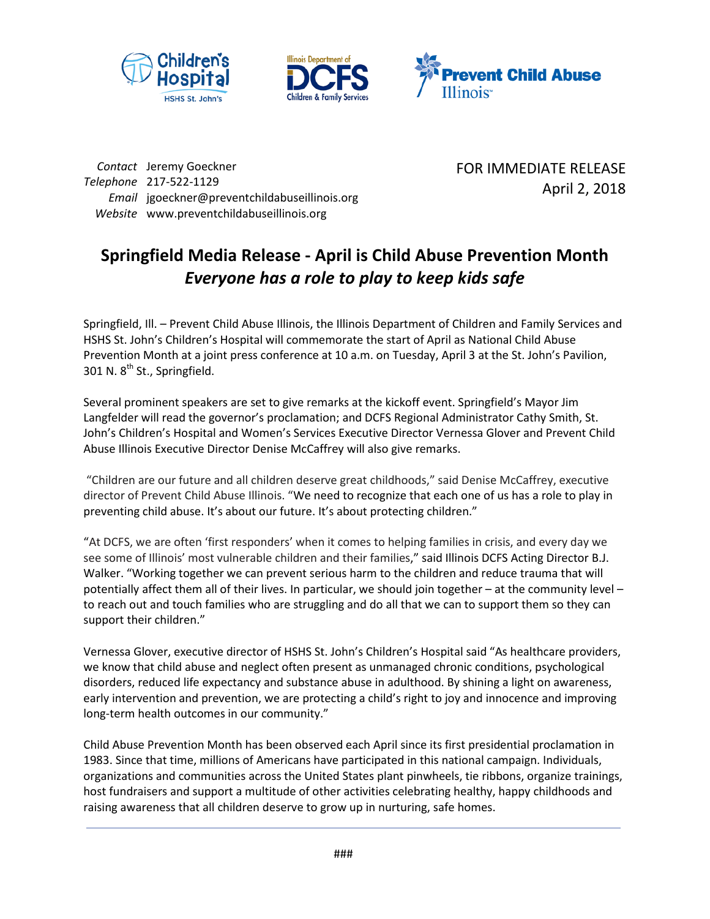Children's Hospital HSHS St. John's | Illinois Department of DCFS Children & Family Services | Prevent Child Abuse Illinois

*Contact* Jeremy Goeckner
*Telephone* 217-522-1129
*Email* jgoeckner@preventchildabuseillinois.org
*Website* www.preventchildabuseillinois.org

FOR IMMEDIATE RELEASE
April 2, 2018

# Springfield Media Release - April is Child Abuse Prevention Month

## *Everyone has a role to play to keep kids safe*

Springfield, Ill. – Prevent Child Abuse Illinois, the Illinois Department of Children and Family Services and HSHS St. John's Children's Hospital will commemorate the start of April as National Child Abuse Prevention Month at a joint press conference at 10 a.m. on Tuesday, April 3 at the St. John's Pavilion, 301 N. 8th St., Springfield.

Several prominent speakers are set to give remarks at the kickoff event. Springfield's Mayor Jim Langfelder will read the governor's proclamation; and DCFS Regional Administrator Cathy Smith, St. John's Children's Hospital and Women's Services Executive Director Vernessa Glover and Prevent Child Abuse Illinois Executive Director Denise McCaffrey will also give remarks.

"Children are our future and all children deserve great childhoods," said Denise McCaffrey, executive director of Prevent Child Abuse Illinois. "We need to recognize that each one of us has a role to play in preventing child abuse. It's about our future. It's about protecting children."

"At DCFS, we are often 'first responders' when it comes to helping families in crisis, and every day we see some of Illinois' most vulnerable children and their families," said Illinois DCFS Acting Director B.J. Walker. "Working together we can prevent serious harm to the children and reduce trauma that will potentially affect them all of their lives. In particular, we should join together – at the community level – to reach out and touch families who are struggling and do all that we can to support them so they can support their children."

Vernessa Glover, executive director of HSHS St. John's Children's Hospital said "As healthcare providers, we know that child abuse and neglect often present as unmanaged chronic conditions, psychological disorders, reduced life expectancy and substance abuse in adulthood. By shining a light on awareness, early intervention and prevention, we are protecting a child's right to joy and innocence and improving long-term health outcomes in our community."

Child Abuse Prevention Month has been observed each April since its first presidential proclamation in 1983. Since that time, millions of Americans have participated in this national campaign. Individuals, organizations and communities across the United States plant pinwheels, tie ribbons, organize trainings, host fundraisers and support a multitude of other activities celebrating healthy, happy childhoods and raising awareness that all children deserve to grow up in nurturing, safe homes.

---

###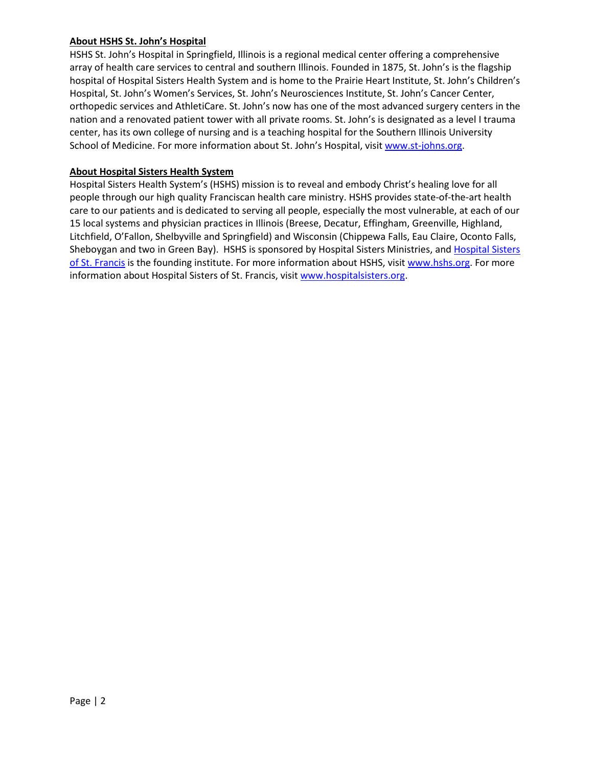**About HSHS St. John's Hospital**

HSHS St. John's Hospital in Springfield, Illinois is a regional medical center offering a comprehensive array of health care services to central and southern Illinois. Founded in 1875, St. John's is the flagship hospital of Hospital Sisters Health System and is home to the Prairie Heart Institute, St. John's Children's Hospital, St. John's Women's Services, St. John's Neurosciences Institute, St. John's Cancer Center, orthopedic services and AthletiCare. St. John's now has one of the most advanced surgery centers in the nation and a renovated patient tower with all private rooms. St. John's is designated as a level I trauma center, has its own college of nursing and is a teaching hospital for the Southern Illinois University School of Medicine. For more information about St. John's Hospital, visit [www.st-johns.org](http://www.st-johns.org).

**About Hospital Sisters Health System**

Hospital Sisters Health System's (HSHS) mission is to reveal and embody Christ's healing love for all people through our high quality Franciscan health care ministry. HSHS provides state-of-the-art health care to our patients and is dedicated to serving all people, especially the most vulnerable, at each of our 15 local systems and physician practices in Illinois (Breese, Decatur, Effingham, Greenville, Highland, Litchfield, O'Fallon, Shelbyville and Springfield) and Wisconsin (Chippewa Falls, Eau Claire, Oconto Falls, Sheboygan and two in Green Bay). HSHS is sponsored by Hospital Sisters Ministries, and Hospital Sisters of St. Francis is the founding institute. For more information about HSHS, visit [www.hshs.org](http://www.hshs.org). For more information about Hospital Sisters of St. Francis, visit [www.hospitalsisters.org](http://www.hospitalsisters.org).